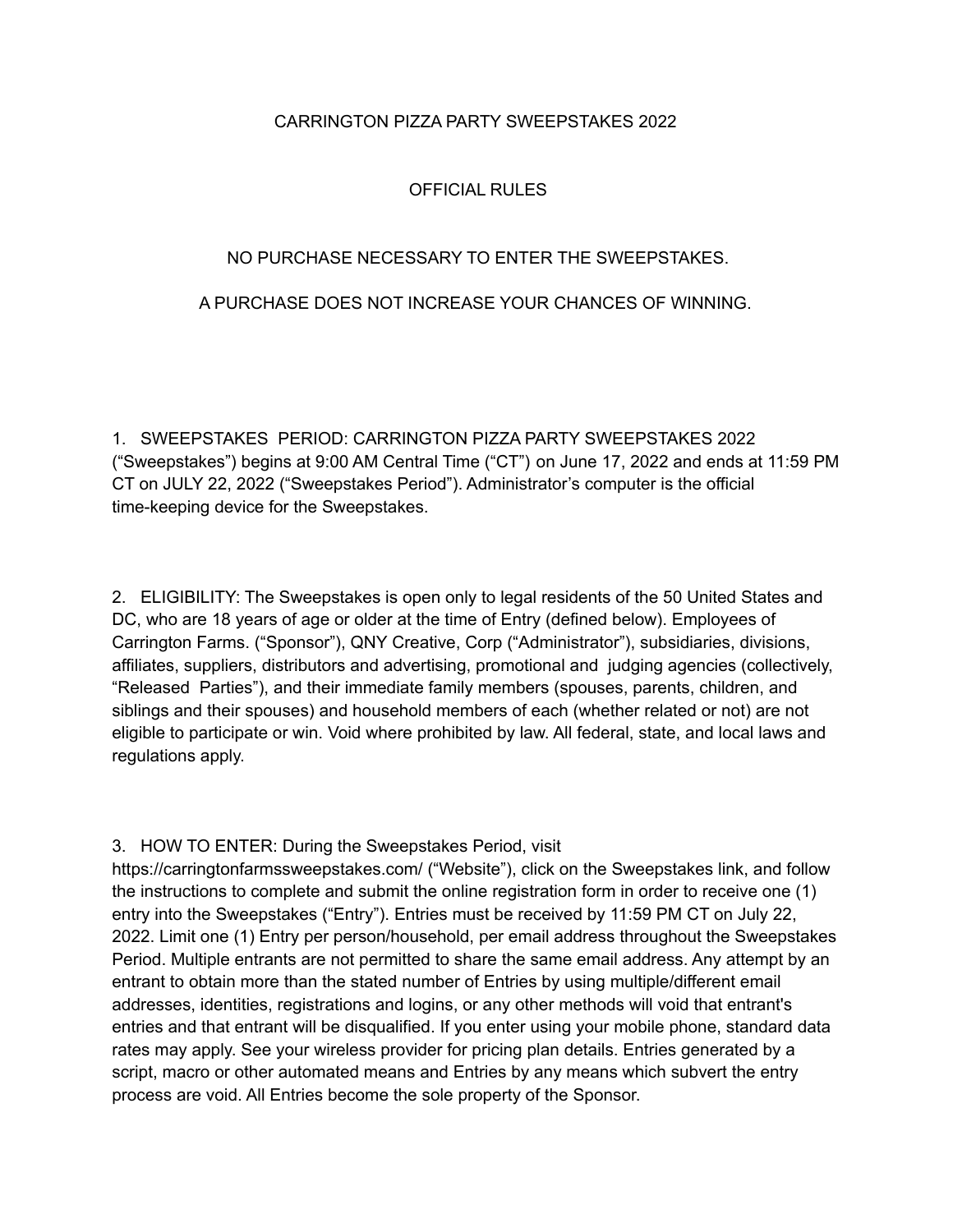# CARRINGTON PIZZA PARTY SWEEPSTAKES 2022

## OFFICIAL RULES

NO PURCHASE NECESSARY TO ENTER THE SWEEPSTAKES.

A PURCHASE DOES NOT INCREASE YOUR CHANCES OF WINNING.

1. SWEEPSTAKES PERIOD: CARRINGTON PIZZA PARTY SWEEPSTAKES 2022 ("Sweepstakes") begins at 9:00 AM Central Time ("CT") on June 17, 2022 and ends at 11:59 PM CT on JULY 22, 2022 ("Sweepstakes Period"). Administrator's computer is the official time-keeping device for the Sweepstakes.

2. ELIGIBILITY: The Sweepstakes is open only to legal residents of the 50 United States and DC, who are 18 years of age or older at the time of Entry (defined below). Employees of Carrington Farms. ("Sponsor"), QNY Creative, Corp ("Administrator"), subsidiaries, divisions, affiliates, suppliers, distributors and advertising, promotional and judging agencies (collectively, "Released Parties"), and their immediate family members (spouses, parents, children, and siblings and their spouses) and household members of each (whether related or not) are not eligible to participate or win. Void where prohibited by law. All federal, state, and local laws and regulations apply.

3. HOW TO ENTER: During the Sweepstakes Period, visit https://carringtonfarmssweepstakes.com/ ("Website"), click on the Sweepstakes link, and follow the instructions to complete and submit the online registration form in order to receive one (1) entry into the Sweepstakes ("Entry"). Entries must be received by 11:59 PM CT on July 22, 2022. Limit one (1) Entry per person/household, per email address throughout the Sweepstakes Period. Multiple entrants are not permitted to share the same email address. Any attempt by an entrant to obtain more than the stated number of Entries by using multiple/different email addresses, identities, registrations and logins, or any other methods will void that entrant's entries and that entrant will be disqualified. If you enter using your mobile phone, standard data rates may apply. See your wireless provider for pricing plan details. Entries generated by a script, macro or other automated means and Entries by any means which subvert the entry process are void. All Entries become the sole property of the Sponsor.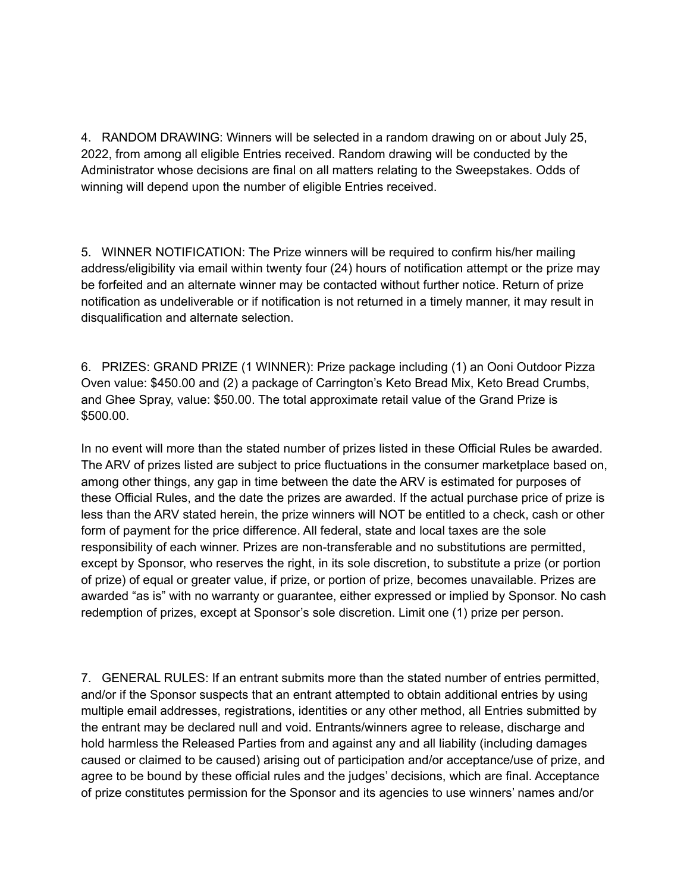4. RANDOM DRAWING: Winners will be selected in a random drawing on or about July 25, 2022, from among all eligible Entries received. Random drawing will be conducted by the Administrator whose decisions are final on all matters relating to the Sweepstakes. Odds of winning will depend upon the number of eligible Entries received.

5. WINNER NOTIFICATION: The Prize winners will be required to confirm his/her mailing address/eligibility via email within twenty four (24) hours of notification attempt or the prize may be forfeited and an alternate winner may be contacted without further notice. Return of prize notification as undeliverable or if notification is not returned in a timely manner, it may result in disqualification and alternate selection.

6. PRIZES: GRAND PRIZE (1 WINNER): Prize package including (1) an Ooni Outdoor Pizza Oven value: $450.00 and (2) a package of Carrington's Keto Bread Mix, Keto Bread Crumbs, and Ghee Spray, value: $50.00. The total approximate retail value of the Grand Prize is $500.00.

In no event will more than the stated number of prizes listed in these Official Rules be awarded. The ARV of prizes listed are subject to price fluctuations in the consumer marketplace based on, among other things, any gap in time between the date the ARV is estimated for purposes of these Official Rules, and the date the prizes are awarded. If the actual purchase price of prize is less than the ARV stated herein, the prize winners will NOT be entitled to a check, cash or other form of payment for the price difference. All federal, state and local taxes are the sole responsibility of each winner. Prizes are non-transferable and no substitutions are permitted, except by Sponsor, who reserves the right, in its sole discretion, to substitute a prize (or portion of prize) of equal or greater value, if prize, or portion of prize, becomes unavailable. Prizes are awarded "as is" with no warranty or guarantee, either expressed or implied by Sponsor. No cash redemption of prizes, except at Sponsor's sole discretion. Limit one (1) prize per person.

7. GENERAL RULES: If an entrant submits more than the stated number of entries permitted, and/or if the Sponsor suspects that an entrant attempted to obtain additional entries by using multiple email addresses, registrations, identities or any other method, all Entries submitted by the entrant may be declared null and void. Entrants/winners agree to release, discharge and hold harmless the Released Parties from and against any and all liability (including damages caused or claimed to be caused) arising out of participation and/or acceptance/use of prize, and agree to be bound by these official rules and the judges' decisions, which are final. Acceptance of prize constitutes permission for the Sponsor and its agencies to use winners' names and/or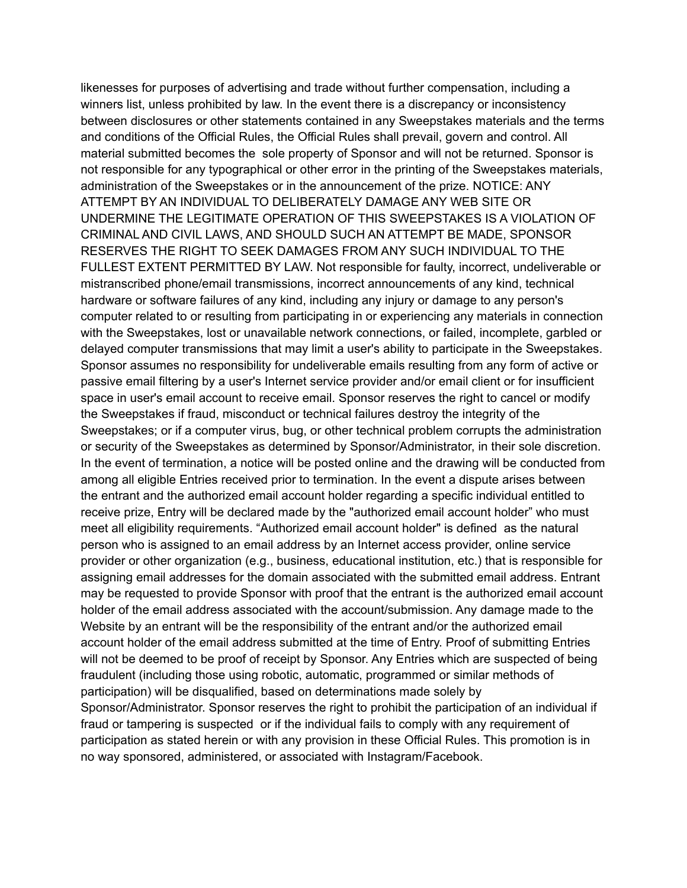likenesses for purposes of advertising and trade without further compensation, including a winners list, unless prohibited by law. In the event there is a discrepancy or inconsistency between disclosures or other statements contained in any Sweepstakes materials and the terms and conditions of the Official Rules, the Official Rules shall prevail, govern and control. All material submitted becomes the sole property of Sponsor and will not be returned. Sponsor is not responsible for any typographical or other error in the printing of the Sweepstakes materials, administration of the Sweepstakes or in the announcement of the prize. NOTICE: ANY ATTEMPT BY AN INDIVIDUAL TO DELIBERATELY DAMAGE ANY WEB SITE OR UNDERMINE THE LEGITIMATE OPERATION OF THIS SWEEPSTAKES IS A VIOLATION OF CRIMINAL AND CIVIL LAWS, AND SHOULD SUCH AN ATTEMPT BE MADE, SPONSOR RESERVES THE RIGHT TO SEEK DAMAGES FROM ANY SUCH INDIVIDUAL TO THE FULLEST EXTENT PERMITTED BY LAW. Not responsible for faulty, incorrect, undeliverable or mistranscribed phone/email transmissions, incorrect announcements of any kind, technical hardware or software failures of any kind, including any injury or damage to any person's computer related to or resulting from participating in or experiencing any materials in connection with the Sweepstakes, lost or unavailable network connections, or failed, incomplete, garbled or delayed computer transmissions that may limit a user's ability to participate in the Sweepstakes. Sponsor assumes no responsibility for undeliverable emails resulting from any form of active or passive email filtering by a user's Internet service provider and/or email client or for insufficient space in user's email account to receive email. Sponsor reserves the right to cancel or modify the Sweepstakes if fraud, misconduct or technical failures destroy the integrity of the Sweepstakes; or if a computer virus, bug, or other technical problem corrupts the administration or security of the Sweepstakes as determined by Sponsor/Administrator, in their sole discretion. In the event of termination, a notice will be posted online and the drawing will be conducted from among all eligible Entries received prior to termination. In the event a dispute arises between the entrant and the authorized email account holder regarding a specific individual entitled to receive prize, Entry will be declared made by the "authorized email account holder" who must meet all eligibility requirements. "Authorized email account holder" is defined as the natural person who is assigned to an email address by an Internet access provider, online service provider or other organization (e.g., business, educational institution, etc.) that is responsible for assigning email addresses for the domain associated with the submitted email address. Entrant may be requested to provide Sponsor with proof that the entrant is the authorized email account holder of the email address associated with the account/submission. Any damage made to the Website by an entrant will be the responsibility of the entrant and/or the authorized email account holder of the email address submitted at the time of Entry. Proof of submitting Entries will not be deemed to be proof of receipt by Sponsor. Any Entries which are suspected of being fraudulent (including those using robotic, automatic, programmed or similar methods of participation) will be disqualified, based on determinations made solely by Sponsor/Administrator. Sponsor reserves the right to prohibit the participation of an individual if fraud or tampering is suspected or if the individual fails to comply with any requirement of participation as stated herein or with any provision in these Official Rules. This promotion is in no way sponsored, administered, or associated with Instagram/Facebook.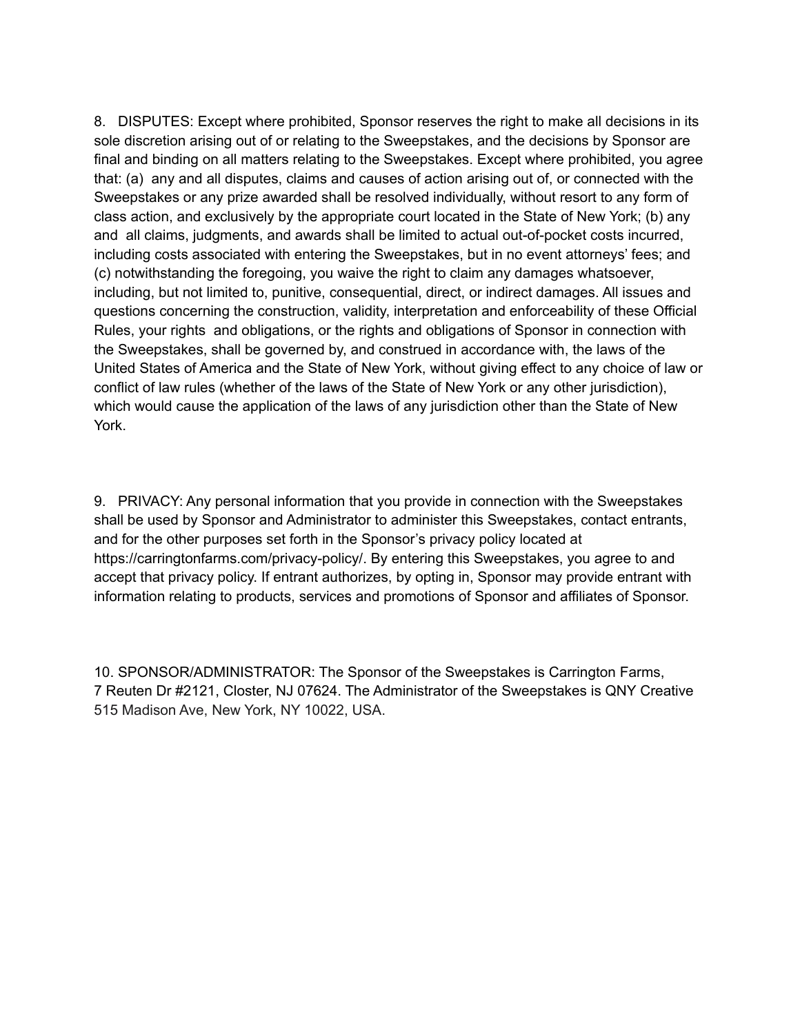8. DISPUTES: Except where prohibited, Sponsor reserves the right to make all decisions in its sole discretion arising out of or relating to the Sweepstakes, and the decisions by Sponsor are final and binding on all matters relating to the Sweepstakes. Except where prohibited, you agree that: (a) any and all disputes, claims and causes of action arising out of, or connected with the Sweepstakes or any prize awarded shall be resolved individually, without resort to any form of class action, and exclusively by the appropriate court located in the State of New York; (b) any and all claims, judgments, and awards shall be limited to actual out-of-pocket costs incurred, including costs associated with entering the Sweepstakes, but in no event attorneys' fees; and (c) notwithstanding the foregoing, you waive the right to claim any damages whatsoever, including, but not limited to, punitive, consequential, direct, or indirect damages. All issues and questions concerning the construction, validity, interpretation and enforceability of these Official Rules, your rights and obligations, or the rights and obligations of Sponsor in connection with the Sweepstakes, shall be governed by, and construed in accordance with, the laws of the United States of America and the State of New York, without giving effect to any choice of law or conflict of law rules (whether of the laws of the State of New York or any other jurisdiction), which would cause the application of the laws of any jurisdiction other than the State of New York.

9. PRIVACY: Any personal information that you provide in connection with the Sweepstakes shall be used by Sponsor and Administrator to administer this Sweepstakes, contact entrants, and for the other purposes set forth in the Sponsor's privacy policy located at https://carringtonfarms.com/privacy-policy/. By entering this Sweepstakes, you agree to and accept that privacy policy. If entrant authorizes, by opting in, Sponsor may provide entrant with information relating to products, services and promotions of Sponsor and affiliates of Sponsor.

10. SPONSOR/ADMINISTRATOR: The Sponsor of the Sweepstakes is Carrington Farms, 7 Reuten Dr #2121, Closter, NJ 07624. The Administrator of the Sweepstakes is QNY Creative 515 Madison Ave, New York, NY 10022, USA.